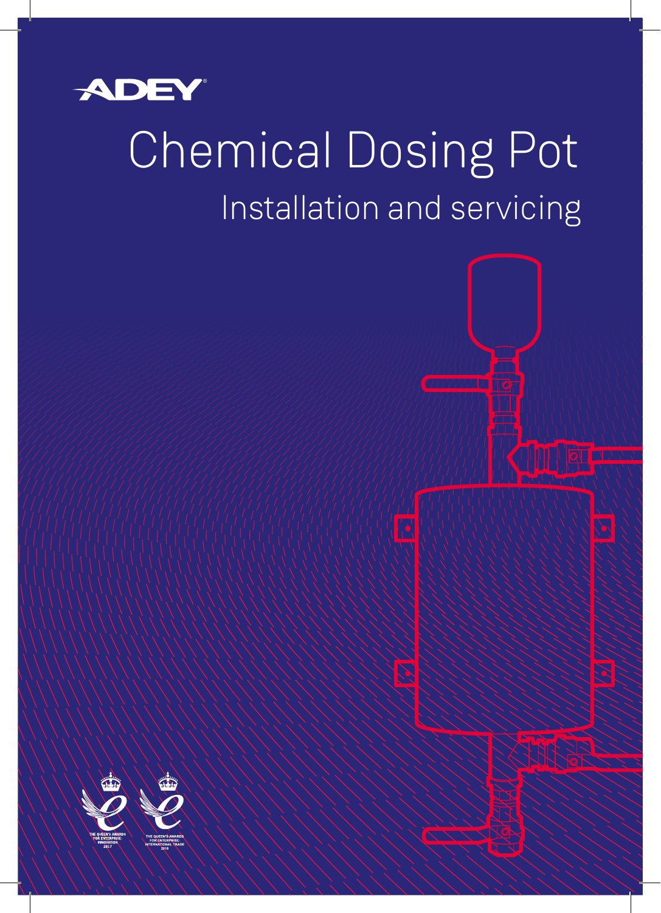ADEY®

# Chemical Dosing Pot

## Installation and servicing

THE QUEEN'S AWARDS FOR ENTERPRISE: INNOVATION 2017

THE QUEEN'S AWARDS FOR ENTERPRISE: INTERNATIONAL TRADE 2018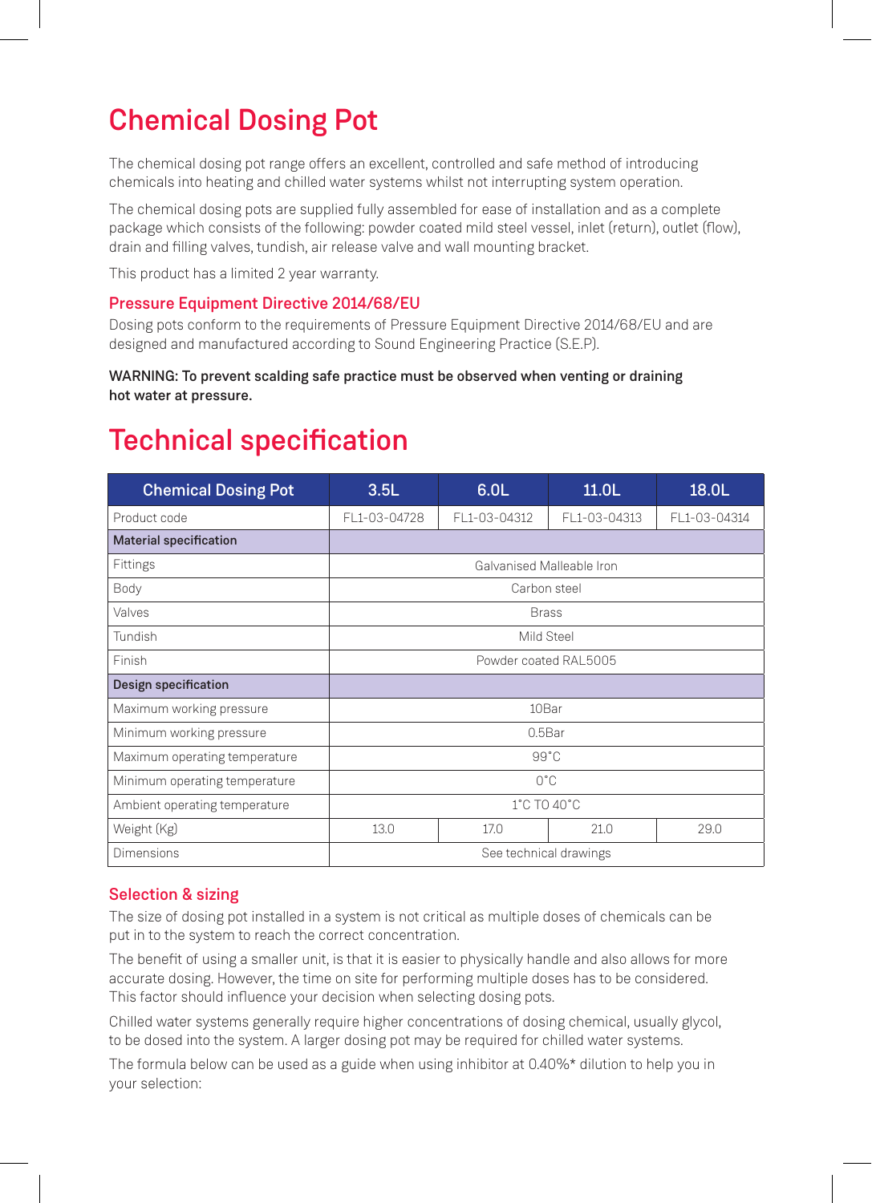# Chemical Dosing Pot

The chemical dosing pot range offers an excellent, controlled and safe method of introducing chemicals into heating and chilled water systems whilst not interrupting system operation.

The chemical dosing pots are supplied fully assembled for ease of installation and as a complete package which consists of the following: powder coated mild steel vessel, inlet (return), outlet (flow), drain and filling valves, tundish, air release valve and wall mounting bracket.

This product has a limited 2 year warranty.

### Pressure Equipment Directive 2014/68/EU

Dosing pots conform to the requirements of Pressure Equipment Directive 2014/68/EU and are designed and manufactured according to Sound Engineering Practice (S.E.P).

**WARNING: To prevent scalding safe practice must be observed when venting or draining hot water at pressure.**

# Technical specification

| Chemical Dosing Pot | 3.5L | 6.0L | 11.0L | 18.0L |
|---|---|---|---|---|
| Product code | FL1-03-04728 | FL1-03-04312 | FL1-03-04313 | FL1-03-04314 |
| **Material specification** | | | | |
| Fittings | Galvanised Malleable Iron | | | |
| Body | Carbon steel | | | |
| Valves | Brass | | | |
| Tundish | Mild Steel | | | |
| Finish | Powder coated RAL5005 | | | |
| **Design specification** | | | | |
| Maximum working pressure | 10Bar | | | |
| Minimum working pressure | 0.5Bar | | | |
| Maximum operating temperature | 99°C | | | |
| Minimum operating temperature | 0°C | | | |
| Ambient operating temperature | 1°C TO 40°C | | | |
| Weight (Kg) | 13.0 | 17.0 | 21.0 | 29.0 |
| Dimensions | See technical drawings | | | |

### Selection & sizing

The size of dosing pot installed in a system is not critical as multiple doses of chemicals can be put in to the system to reach the correct concentration.

The benefit of using a smaller unit, is that it is easier to physically handle and also allows for more accurate dosing. However, the time on site for performing multiple doses has to be considered. This factor should influence your decision when selecting dosing pots.

Chilled water systems generally require higher concentrations of dosing chemical, usually glycol, to be dosed into the system. A larger dosing pot may be required for chilled water systems.

The formula below can be used as a guide when using inhibitor at 0.40%* dilution to help you in your selection: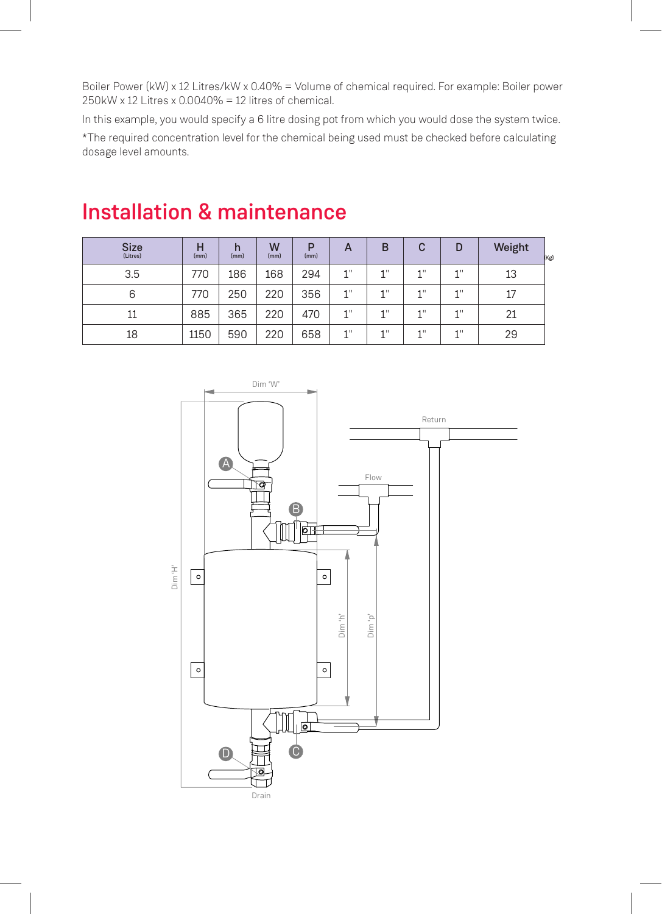Boiler Power (kW) x 12 Litres/kW x 0.40% = Volume of chemical required. For example: Boiler power 250kW x 12 Litres x 0.0040% = 12 litres of chemical.

In this example, you would specify a 6 litre dosing pot from which you would dose the system twice.

*The required concentration level for the chemical being used must be checked before calculating dosage level amounts.

# Installation & maintenance

| Size (Litres) | H (mm) | h (mm) | W (mm) | P (mm) | A | B | C | D | Weight (Kg) |
|---|---|---|---|---|---|---|---|---|---|
| 3.5 | 770 | 186 | 168 | 294 | 1" | 1" | 1" | 1" | 13 |
| 6 | 770 | 250 | 220 | 356 | 1" | 1" | 1" | 1" | 17 |
| 11 | 885 | 365 | 220 | 470 | 1" | 1" | 1" | 1" | 21 |
| 18 | 1150 | 590 | 220 | 658 | 1" | 1" | 1" | 1" | 29 |

Dim 'W'

Return

Flow

A

B

C

D

Dim 'H'

Dim 'h'

Dim 'p'

Drain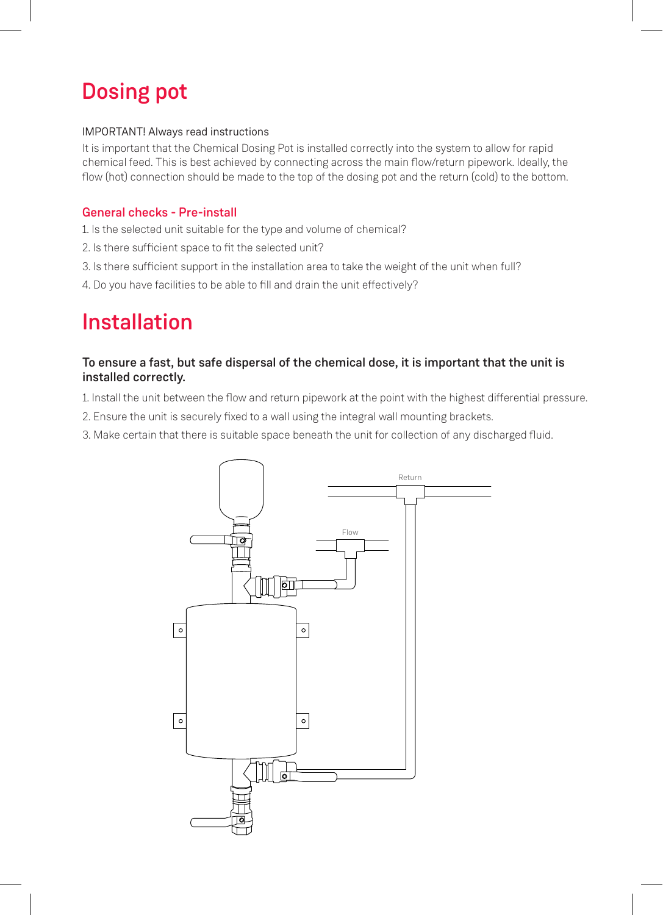# Dosing pot

IMPORTANT! Always read instructions

It is important that the Chemical Dosing Pot is installed correctly into the system to allow for rapid chemical feed. This is best achieved by connecting across the main flow/return pipework. Ideally, the flow (hot) connection should be made to the top of the dosing pot and the return (cold) to the bottom.

## General checks - Pre-install

1. Is the selected unit suitable for the type and volume of chemical?
2. Is there sufficient space to fit the selected unit?
3. Is there sufficient support in the installation area to take the weight of the unit when full?
4. Do you have facilities to be able to fill and drain the unit effectively?

# Installation

**To ensure a fast, but safe dispersal of the chemical dose, it is important that the unit is installed correctly.**

1. Install the unit between the flow and return pipework at the point with the highest differential pressure.
2. Ensure the unit is securely fixed to a wall using the integral wall mounting brackets.
3. Make certain that there is suitable space beneath the unit for collection of any discharged fluid.

Return

Flow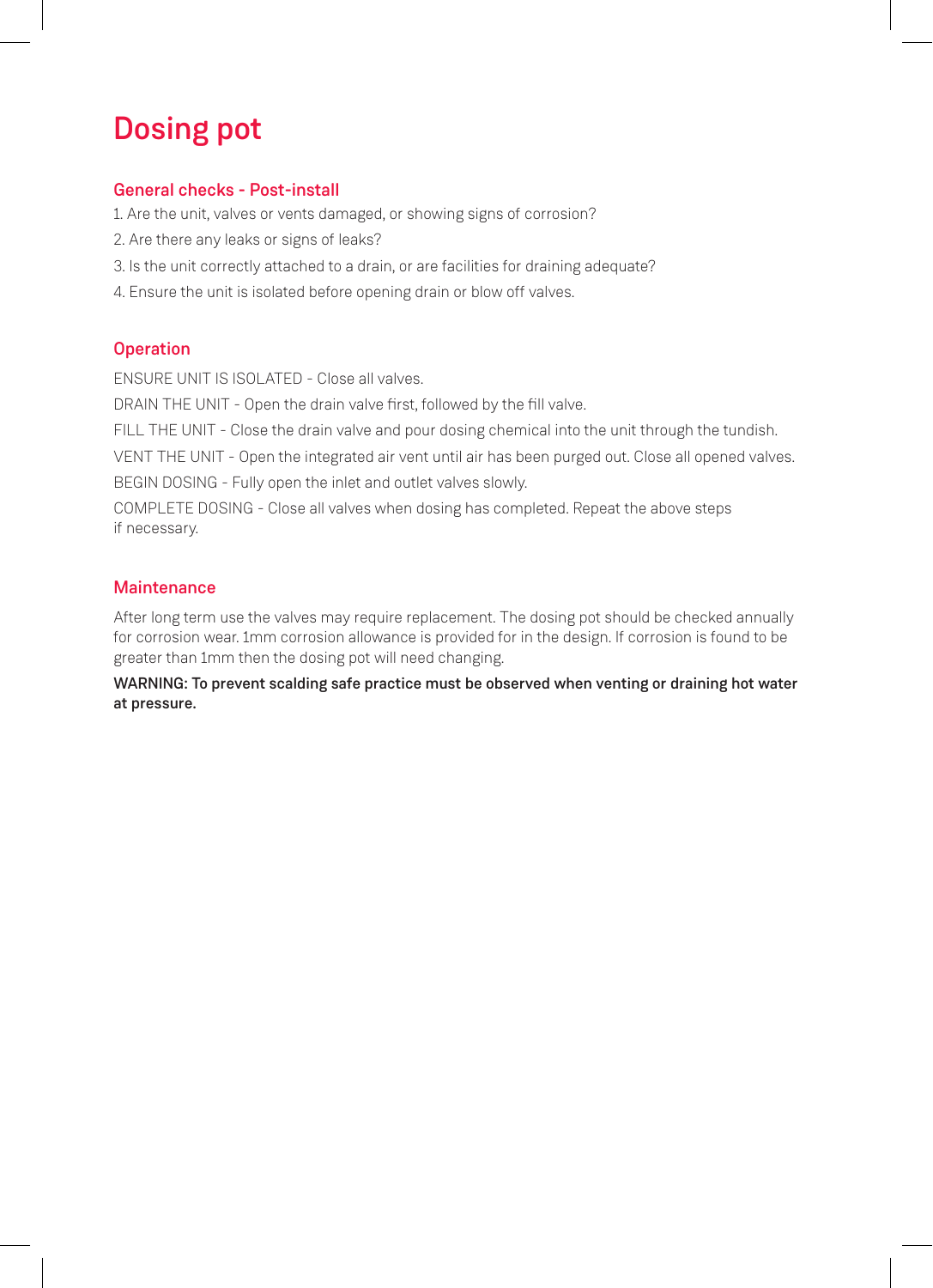# Dosing pot

## General checks - Post-install

1. Are the unit, valves or vents damaged, or showing signs of corrosion?
2. Are there any leaks or signs of leaks?
3. Is the unit correctly attached to a drain, or are facilities for draining adequate?
4. Ensure the unit is isolated before opening drain or blow off valves.

## Operation

ENSURE UNIT IS ISOLATED - Close all valves.

DRAIN THE UNIT - Open the drain valve first, followed by the fill valve.

FILL THE UNIT - Close the drain valve and pour dosing chemical into the unit through the tundish.

VENT THE UNIT - Open the integrated air vent until air has been purged out. Close all opened valves.

BEGIN DOSING - Fully open the inlet and outlet valves slowly.

COMPLETE DOSING - Close all valves when dosing has completed. Repeat the above steps if necessary.

## Maintenance

After long term use the valves may require replacement. The dosing pot should be checked annually for corrosion wear. 1mm corrosion allowance is provided for in the design. If corrosion is found to be greater than 1mm then the dosing pot will need changing.

**WARNING: To prevent scalding safe practice must be observed when venting or draining hot water at pressure.**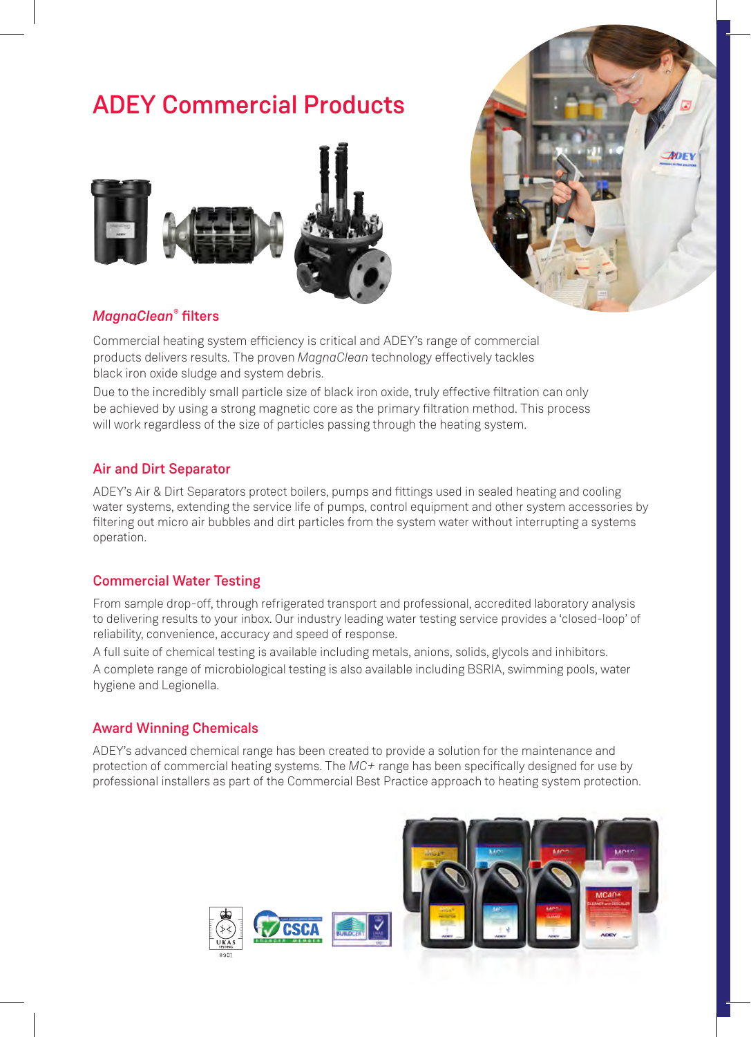# ADEY Commercial Products

## *MagnaClean®* filters

Commercial heating system efficiency is critical and ADEY's range of commercial products delivers results. The proven *MagnaClean* technology effectively tackles black iron oxide sludge and system debris.

Due to the incredibly small particle size of black iron oxide, truly effective filtration can only be achieved by using a strong magnetic core as the primary filtration method. This process will work regardless of the size of particles passing through the heating system.

## Air and Dirt Separator

ADEY's Air & Dirt Separators protect boilers, pumps and fittings used in sealed heating and cooling water systems, extending the service life of pumps, control equipment and other system accessories by filtering out micro air bubbles and dirt particles from the system water without interrupting a systems operation.

## Commercial Water Testing

From sample drop-off, through refrigerated transport and professional, accredited laboratory analysis to delivering results to your inbox. Our industry leading water testing service provides a 'closed-loop' of reliability, convenience, accuracy and speed of response.

A full suite of chemical testing is available including metals, anions, solids, glycols and inhibitors.

A complete range of microbiological testing is also available including BSRIA, swimming pools, water hygiene and Legionella.

## Award Winning Chemicals

ADEY's advanced chemical range has been created to provide a solution for the maintenance and protection of commercial heating systems. The *MC+* range has been specifically designed for use by professional installers as part of the Commercial Best Practice approach to heating system protection.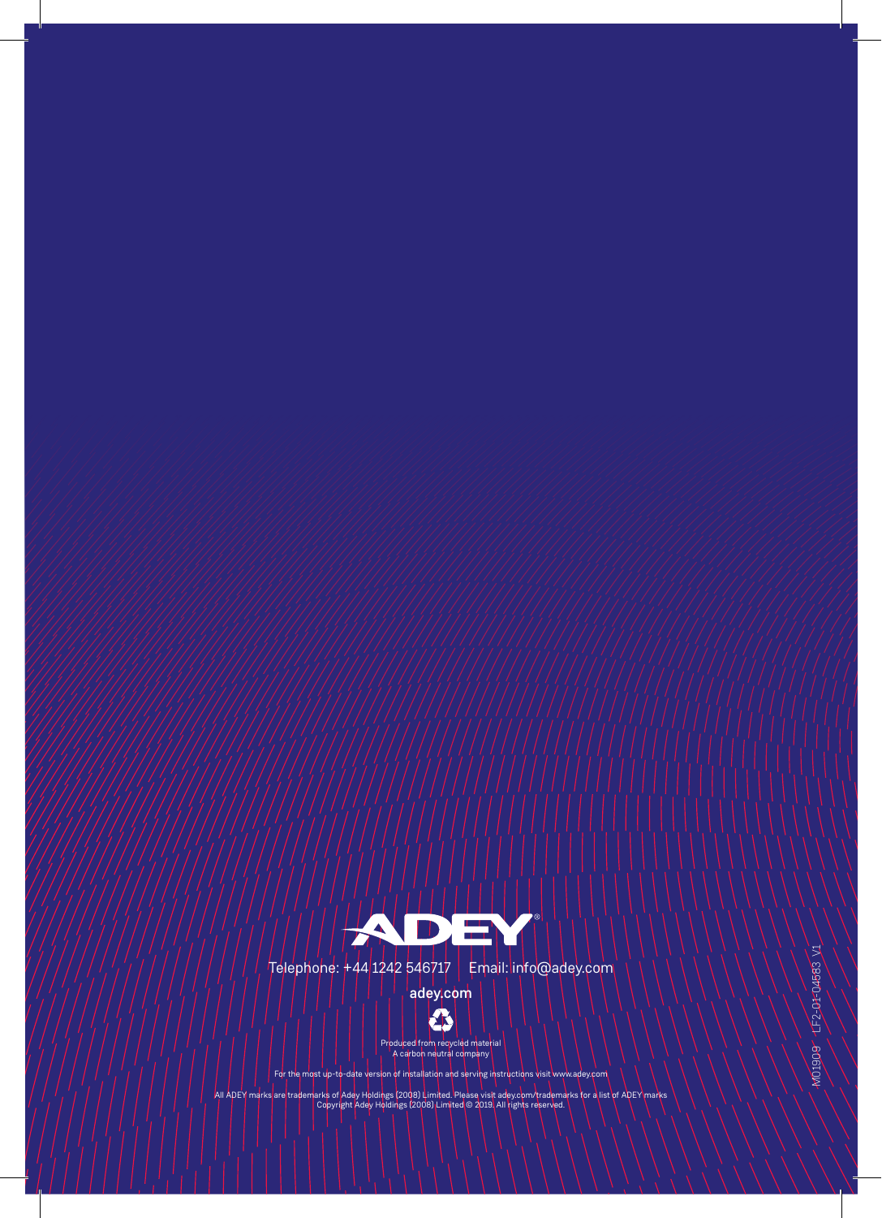ADEY®

Telephone: +44 1242 546717 | Email: info@adey.com

adey.com

Produced from recycled material
A carbon neutral company

For the most up-to-date version of installation and serving instructions visit www.adey.com

All ADEY marks are trademarks of Adey Holdings (2008) Limited. Please visit adey.com/trademarks for a list of ADEY marks
Copyright Adey Holdings (2008) Limited © 2019. All rights reserved.

M01909 LF2-01-04583 V1